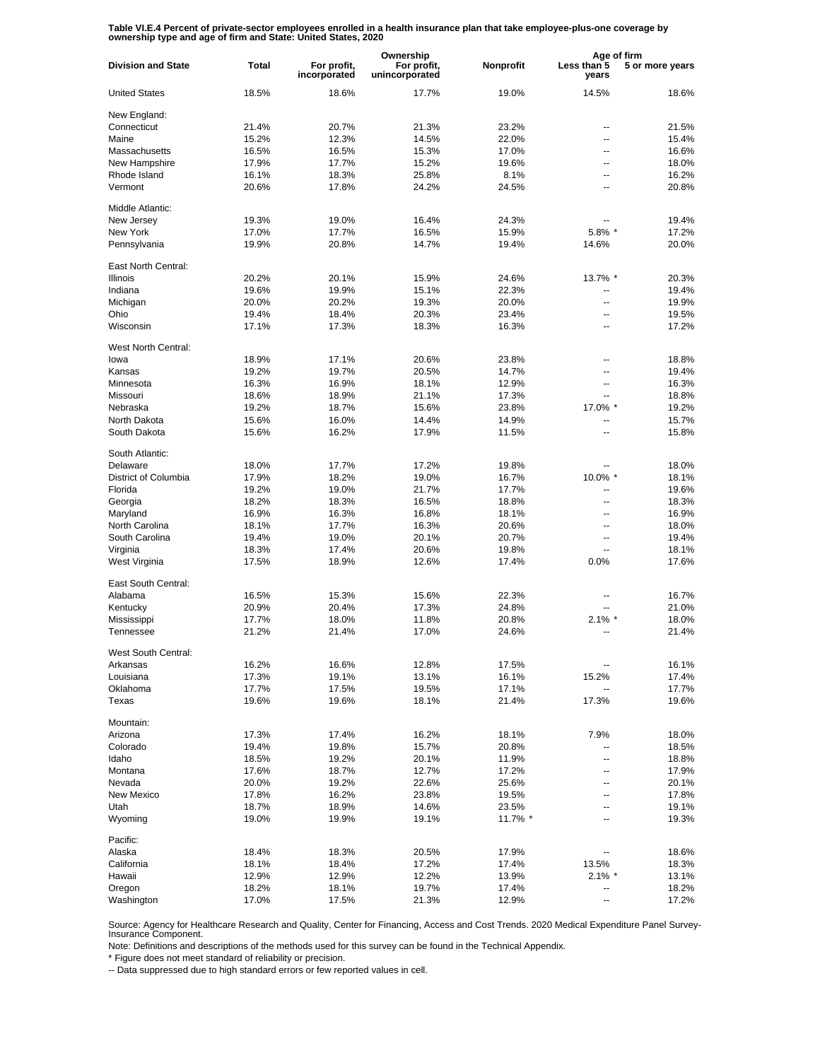**Table VI.E.4 Percent of private-sector employees enrolled in a health insurance plan that take employee-plus-one coverage by ownership type and age of firm and State: United States, 2020**

| Division and State | Total | Ownership | | | Age of firm | |
|---|---|---|---|---|---|---|
| | | For profit, incorporated | For profit, unincorporated | Nonprofit | Less than 5 years | 5 or more years |
| United States | 18.5% | 18.6% | 17.7% | 19.0% | 14.5% | 18.6% |
| New England: | | | | | | |
| Connecticut | 21.4% | 20.7% | 21.3% | 23.2% | -- | 21.5% |
| Maine | 15.2% | 12.3% | 14.5% | 22.0% | -- | 15.4% |
| Massachusetts | 16.5% | 16.5% | 15.3% | 17.0% | -- | 16.6% |
| New Hampshire | 17.9% | 17.7% | 15.2% | 19.6% | -- | 18.0% |
| Rhode Island | 16.1% | 18.3% | 25.8% | 8.1% | -- | 16.2% |
| Vermont | 20.6% | 17.8% | 24.2% | 24.5% | -- | 20.8% |
| Middle Atlantic: | | | | | | |
| New Jersey | 19.3% | 19.0% | 16.4% | 24.3% | -- | 19.4% |
| New York | 17.0% | 17.7% | 16.5% | 15.9% | 5.8% * | 17.2% |
| Pennsylvania | 19.9% | 20.8% | 14.7% | 19.4% | 14.6% | 20.0% |
| East North Central: | | | | | | |
| Illinois | 20.2% | 20.1% | 15.9% | 24.6% | 13.7% * | 20.3% |
| Indiana | 19.6% | 19.9% | 15.1% | 22.3% | -- | 19.4% |
| Michigan | 20.0% | 20.2% | 19.3% | 20.0% | -- | 19.9% |
| Ohio | 19.4% | 18.4% | 20.3% | 23.4% | -- | 19.5% |
| Wisconsin | 17.1% | 17.3% | 18.3% | 16.3% | -- | 17.2% |
| West North Central: | | | | | | |
| Iowa | 18.9% | 17.1% | 20.6% | 23.8% | -- | 18.8% |
| Kansas | 19.2% | 19.7% | 20.5% | 14.7% | -- | 19.4% |
| Minnesota | 16.3% | 16.9% | 18.1% | 12.9% | -- | 16.3% |
| Missouri | 18.6% | 18.9% | 21.1% | 17.3% | -- | 18.8% |
| Nebraska | 19.2% | 18.7% | 15.6% | 23.8% | 17.0% * | 19.2% |
| North Dakota | 15.6% | 16.0% | 14.4% | 14.9% | -- | 15.7% |
| South Dakota | 15.6% | 16.2% | 17.9% | 11.5% | -- | 15.8% |
| South Atlantic: | | | | | | |
| Delaware | 18.0% | 17.7% | 17.2% | 19.8% | -- | 18.0% |
| District of Columbia | 17.9% | 18.2% | 19.0% | 16.7% | 10.0% * | 18.1% |
| Florida | 19.2% | 19.0% | 21.7% | 17.7% | -- | 19.6% |
| Georgia | 18.2% | 18.3% | 16.5% | 18.8% | -- | 18.3% |
| Maryland | 16.9% | 16.3% | 16.8% | 18.1% | -- | 16.9% |
| North Carolina | 18.1% | 17.7% | 16.3% | 20.6% | -- | 18.0% |
| South Carolina | 19.4% | 19.0% | 20.1% | 20.7% | -- | 19.4% |
| Virginia | 18.3% | 17.4% | 20.6% | 19.8% | -- | 18.1% |
| West Virginia | 17.5% | 18.9% | 12.6% | 17.4% | 0.0% | 17.6% |
| East South Central: | | | | | | |
| Alabama | 16.5% | 15.3% | 15.6% | 22.3% | -- | 16.7% |
| Kentucky | 20.9% | 20.4% | 17.3% | 24.8% | -- | 21.0% |
| Mississippi | 17.7% | 18.0% | 11.8% | 20.8% | 2.1% * | 18.0% |
| Tennessee | 21.2% | 21.4% | 17.0% | 24.6% | -- | 21.4% |
| West South Central: | | | | | | |
| Arkansas | 16.2% | 16.6% | 12.8% | 17.5% | -- | 16.1% |
| Louisiana | 17.3% | 19.1% | 13.1% | 16.1% | 15.2% | 17.4% |
| Oklahoma | 17.7% | 17.5% | 19.5% | 17.1% | -- | 17.7% |
| Texas | 19.6% | 19.6% | 18.1% | 21.4% | 17.3% | 19.6% |
| Mountain: | | | | | | |
| Arizona | 17.3% | 17.4% | 16.2% | 18.1% | 7.9% | 18.0% |
| Colorado | 19.4% | 19.8% | 15.7% | 20.8% | -- | 18.5% |
| Idaho | 18.5% | 19.2% | 20.1% | 11.9% | -- | 18.8% |
| Montana | 17.6% | 18.7% | 12.7% | 17.2% | -- | 17.9% |
| Nevada | 20.0% | 19.2% | 22.6% | 25.6% | -- | 20.1% |
| New Mexico | 17.8% | 16.2% | 23.8% | 19.5% | -- | 17.8% |
| Utah | 18.7% | 18.9% | 14.6% | 23.5% | -- | 19.1% |
| Wyoming | 19.0% | 19.9% | 19.1% | 11.7% * | -- | 19.3% |
| Pacific: | | | | | | |
| Alaska | 18.4% | 18.3% | 20.5% | 17.9% | -- | 18.6% |
| California | 18.1% | 18.4% | 17.2% | 17.4% | 13.5% | 18.3% |
| Hawaii | 12.9% | 12.9% | 12.2% | 13.9% | 2.1% * | 13.1% |
| Oregon | 18.2% | 18.1% | 19.7% | 17.4% | -- | 18.2% |
| Washington | 17.0% | 17.5% | 21.3% | 12.9% | -- | 17.2% |

Source: Agency for Healthcare Research and Quality, Center for Financing, Access and Cost Trends. 2020 Medical Expenditure Panel Survey-Insurance Component.

Note: Definitions and descriptions of the methods used for this survey can be found in the Technical Appendix.

* Figure does not meet standard of reliability or precision.

-- Data suppressed due to high standard errors or few reported values in cell.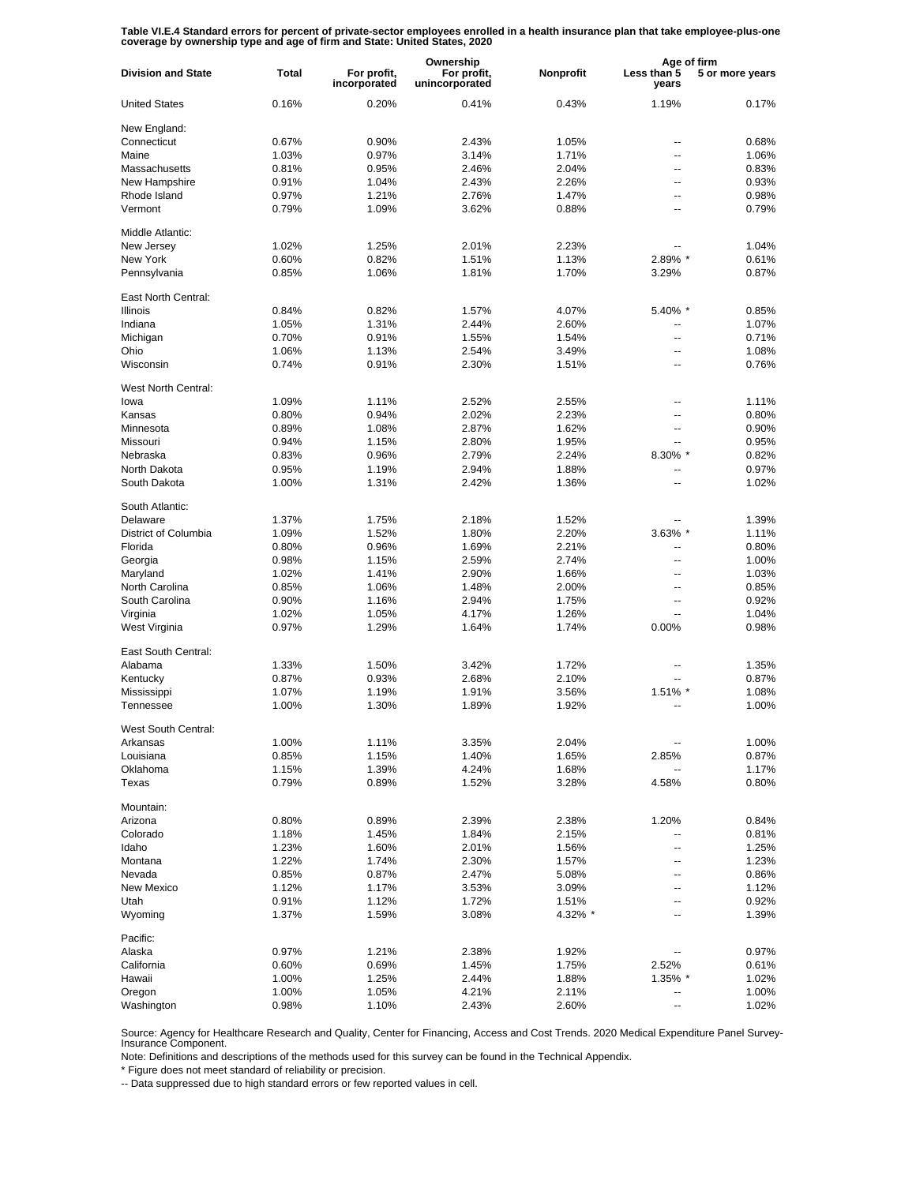**Table VI.E.4 Standard errors for percent of private-sector employees enrolled in a health insurance plan that take employee-plus-one coverage by ownership type and age of firm and State: United States, 2020**

| Division and State | Total | Ownership | | | Age of firm | |
|---|---|---|---|---|---|---|
| | | For profit, incorporated | For profit, unincorporated | Nonprofit | Less than 5 years | 5 or more years |
| United States | 0.16% | 0.20% | 0.41% | 0.43% | 1.19% | 0.17% |
| New England: | | | | | | |
| Connecticut | 0.67% | 0.90% | 2.43% | 1.05% | -- | 0.68% |
| Maine | 1.03% | 0.97% | 3.14% | 1.71% | -- | 1.06% |
| Massachusetts | 0.81% | 0.95% | 2.46% | 2.04% | -- | 0.83% |
| New Hampshire | 0.91% | 1.04% | 2.43% | 2.26% | -- | 0.93% |
| Rhode Island | 0.97% | 1.21% | 2.76% | 1.47% | -- | 0.98% |
| Vermont | 0.79% | 1.09% | 3.62% | 0.88% | -- | 0.79% |
| Middle Atlantic: | | | | | | |
| New Jersey | 1.02% | 1.25% | 2.01% | 2.23% | -- | 1.04% |
| New York | 0.60% | 0.82% | 1.51% | 1.13% | 2.89% * | 0.61% |
| Pennsylvania | 0.85% | 1.06% | 1.81% | 1.70% | 3.29% | 0.87% |
| East North Central: | | | | | | |
| Illinois | 0.84% | 0.82% | 1.57% | 4.07% | 5.40% * | 0.85% |
| Indiana | 1.05% | 1.31% | 2.44% | 2.60% | -- | 1.07% |
| Michigan | 0.70% | 0.91% | 1.55% | 1.54% | -- | 0.71% |
| Ohio | 1.06% | 1.13% | 2.54% | 3.49% | -- | 1.08% |
| Wisconsin | 0.74% | 0.91% | 2.30% | 1.51% | -- | 0.76% |
| West North Central: | | | | | | |
| Iowa | 1.09% | 1.11% | 2.52% | 2.55% | -- | 1.11% |
| Kansas | 0.80% | 0.94% | 2.02% | 2.23% | -- | 0.80% |
| Minnesota | 0.89% | 1.08% | 2.87% | 1.62% | -- | 0.90% |
| Missouri | 0.94% | 1.15% | 2.80% | 1.95% | -- | 0.95% |
| Nebraska | 0.83% | 0.96% | 2.79% | 2.24% | 8.30% * | 0.82% |
| North Dakota | 0.95% | 1.19% | 2.94% | 1.88% | -- | 0.97% |
| South Dakota | 1.00% | 1.31% | 2.42% | 1.36% | -- | 1.02% |
| South Atlantic: | | | | | | |
| Delaware | 1.37% | 1.75% | 2.18% | 1.52% | -- | 1.39% |
| District of Columbia | 1.09% | 1.52% | 1.80% | 2.20% | 3.63% * | 1.11% |
| Florida | 0.80% | 0.96% | 1.69% | 2.21% | -- | 0.80% |
| Georgia | 0.98% | 1.15% | 2.59% | 2.74% | -- | 1.00% |
| Maryland | 1.02% | 1.41% | 2.90% | 1.66% | -- | 1.03% |
| North Carolina | 0.85% | 1.06% | 1.48% | 2.00% | -- | 0.85% |
| South Carolina | 0.90% | 1.16% | 2.94% | 1.75% | -- | 0.92% |
| Virginia | 1.02% | 1.05% | 4.17% | 1.26% | -- | 1.04% |
| West Virginia | 0.97% | 1.29% | 1.64% | 1.74% | 0.00% | 0.98% |
| East South Central: | | | | | | |
| Alabama | 1.33% | 1.50% | 3.42% | 1.72% | -- | 1.35% |
| Kentucky | 0.87% | 0.93% | 2.68% | 2.10% | -- | 0.87% |
| Mississippi | 1.07% | 1.19% | 1.91% | 3.56% | 1.51% * | 1.08% |
| Tennessee | 1.00% | 1.30% | 1.89% | 1.92% | -- | 1.00% |
| West South Central: | | | | | | |
| Arkansas | 1.00% | 1.11% | 3.35% | 2.04% | -- | 1.00% |
| Louisiana | 0.85% | 1.15% | 1.40% | 1.65% | 2.85% | 0.87% |
| Oklahoma | 1.15% | 1.39% | 4.24% | 1.68% | -- | 1.17% |
| Texas | 0.79% | 0.89% | 1.52% | 3.28% | 4.58% | 0.80% |
| Mountain: | | | | | | |
| Arizona | 0.80% | 0.89% | 2.39% | 2.38% | 1.20% | 0.84% |
| Colorado | 1.18% | 1.45% | 1.84% | 2.15% | -- | 0.81% |
| Idaho | 1.23% | 1.60% | 2.01% | 1.56% | -- | 1.25% |
| Montana | 1.22% | 1.74% | 2.30% | 1.57% | -- | 1.23% |
| Nevada | 0.85% | 0.87% | 2.47% | 5.08% | -- | 0.86% |
| New Mexico | 1.12% | 1.17% | 3.53% | 3.09% | -- | 1.12% |
| Utah | 0.91% | 1.12% | 1.72% | 1.51% | -- | 0.92% |
| Wyoming | 1.37% | 1.59% | 3.08% | 4.32% * | -- | 1.39% |
| Pacific: | | | | | | |
| Alaska | 0.97% | 1.21% | 2.38% | 1.92% | -- | 0.97% |
| California | 0.60% | 0.69% | 1.45% | 1.75% | 2.52% | 0.61% |
| Hawaii | 1.00% | 1.25% | 2.44% | 1.88% | 1.35% * | 1.02% |
| Oregon | 1.00% | 1.05% | 4.21% | 2.11% | -- | 1.00% |
| Washington | 0.98% | 1.10% | 2.43% | 2.60% | -- | 1.02% |

Source: Agency for Healthcare Research and Quality, Center for Financing, Access and Cost Trends. 2020 Medical Expenditure Panel Survey-Insurance Component.

Note: Definitions and descriptions of the methods used for this survey can be found in the Technical Appendix.

* Figure does not meet standard of reliability or precision.

-- Data suppressed due to high standard errors or few reported values in cell.